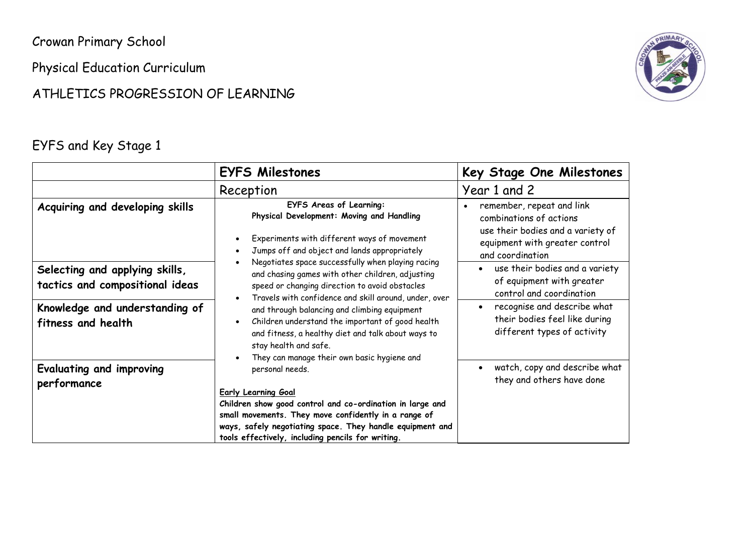Crowan Primary School

Physical Education Curriculum

# ATHLETICS PROGRESSION OF LEARNING

## EYFS and Key Stage 1

| | **EYFS Milestones** | **Key Stage One Milestones** |
|---|---|---|
| | Reception | Year 1 and 2 |
| **Acquiring and developing skills** | **EYFS Areas of Learning: Physical Development: Moving and Handling**<br><br>• Experiments with different ways of movement<br>• Jumps off and object and lands appropriately<br>• Negotiates space successfully when playing racing and chasing games with other children, adjusting speed or changing direction to avoid obstacles<br>• Travels with confidence and skill around, under, over and through balancing and climbing equipment<br>• Children understand the important of good health and fitness, a healthy diet and talk about ways to stay health and safe.<br>• They can manage their own basic hygiene and personal needs.<br><br>__Early Learning Goal__<br>**Children show good control and co-ordination in large and small movements. They move confidently in a range of ways, safely negotiating space. They handle equipment and tools effectively, including pencils for writing.** | • remember, repeat and link combinations of actions<br>use their bodies and a variety of equipment with greater control and coordination |
| **Selecting and applying skills, tactics and compositional ideas** | | • use their bodies and a variety of equipment with greater control and coordination |
| **Knowledge and understanding of fitness and health** | | • recognise and describe what their bodies feel like during different types of activity |
| **Evaluating and improving performance** | | • watch, copy and describe what they and others have done |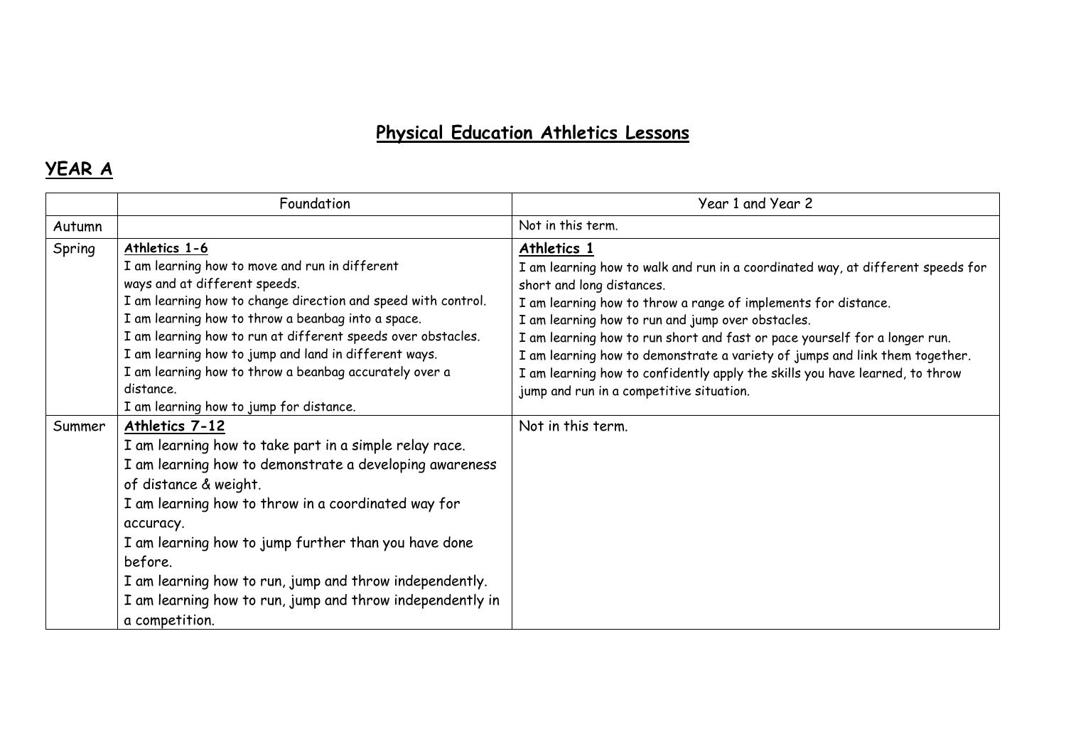# Physical Education Athletics Lessons

## YEAR A

| | Foundation | Year 1 and Year 2 |
|---|---|---|
| Autumn | | Not in this term. |
| Spring | **Athletics 1-6**<br>I am learning how to move and run in different ways and at different speeds.<br>I am learning how to change direction and speed with control.<br>I am learning how to throw a beanbag into a space.<br>I am learning how to run at different speeds over obstacles.<br>I am learning how to jump and land in different ways.<br>I am learning how to throw a beanbag accurately over a distance.<br>I am learning how to jump for distance. | **Athletics 1**<br>I am learning how to walk and run in a coordinated way, at different speeds for short and long distances.<br>I am learning how to throw a range of implements for distance.<br>I am learning how to run and jump over obstacles.<br>I am learning how to run short and fast or pace yourself for a longer run.<br>I am learning how to demonstrate a variety of jumps and link them together.<br>I am learning how to confidently apply the skills you have learned, to throw jump and run in a competitive situation. |
| Summer | **Athletics 7-12**<br>I am learning how to take part in a simple relay race.<br>I am learning how to demonstrate a developing awareness of distance & weight.<br>I am learning how to throw in a coordinated way for accuracy.<br>I am learning how to jump further than you have done before.<br>I am learning how to run, jump and throw independently.<br>I am learning how to run, jump and throw independently in a competition. | Not in this term. |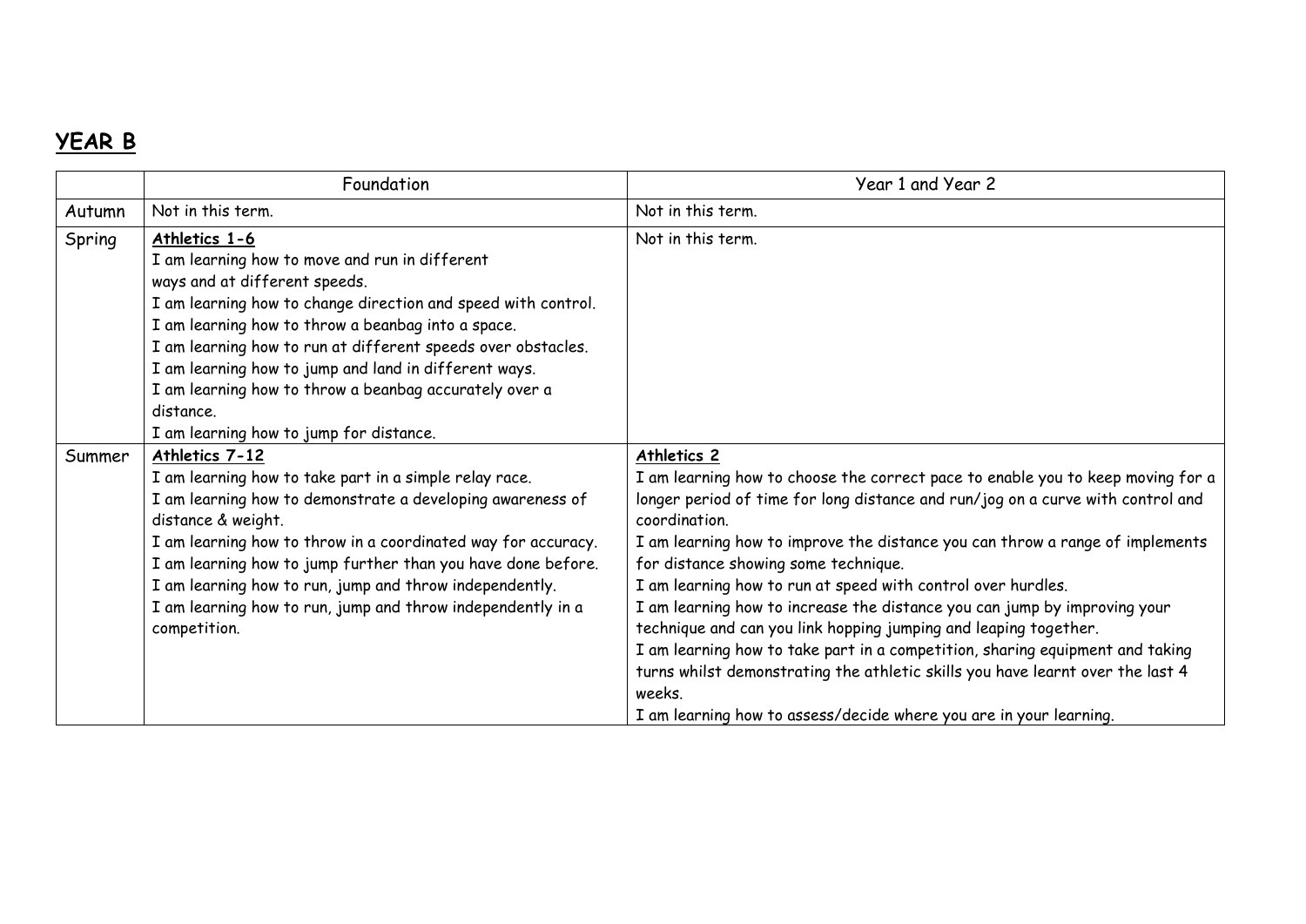## YEAR B

| | Foundation | Year 1 and Year 2 |
|---|---|---|
| Autumn | Not in this term. | Not in this term. |
| Spring | **Athletics 1-6**<br>I am learning how to move and run in different ways and at different speeds.<br>I am learning how to change direction and speed with control.<br>I am learning how to throw a beanbag into a space.<br>I am learning how to run at different speeds over obstacles.<br>I am learning how to jump and land in different ways.<br>I am learning how to throw a beanbag accurately over a distance.<br>I am learning how to jump for distance. | Not in this term. |
| Summer | **Athletics 7-12**<br>I am learning how to take part in a simple relay race.<br>I am learning how to demonstrate a developing awareness of distance & weight.<br>I am learning how to throw in a coordinated way for accuracy.<br>I am learning how to jump further than you have done before.<br>I am learning how to run, jump and throw independently.<br>I am learning how to run, jump and throw independently in a competition. | **Athletics 2**<br>I am learning how to choose the correct pace to enable you to keep moving for a longer period of time for long distance and run/jog on a curve with control and coordination.<br>I am learning how to improve the distance you can throw a range of implements for distance showing some technique.<br>I am learning how to run at speed with control over hurdles.<br>I am learning how to increase the distance you can jump by improving your technique and can you link hopping jumping and leaping together.<br>I am learning how to take part in a competition, sharing equipment and taking turns whilst demonstrating the athletic skills you have learnt over the last 4 weeks.<br>I am learning how to assess/decide where you are in your learning. |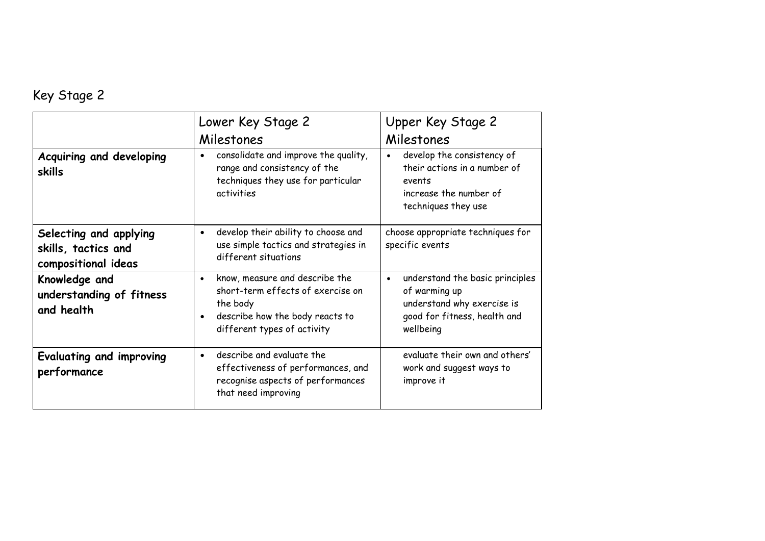# Key Stage 2

| | Lower Key Stage 2 Milestones | Upper Key Stage 2 Milestones |
|---|---|---|
| **Acquiring and developing skills** | • consolidate and improve the quality, range and consistency of the techniques they use for particular activities | • develop the consistency of their actions in a number of events<br>increase the number of techniques they use |
| **Selecting and applying skills, tactics and compositional ideas** | • develop their ability to choose and use simple tactics and strategies in different situations | choose appropriate techniques for specific events |
| **Knowledge and understanding of fitness and health** | • know, measure and describe the short-term effects of exercise on the body<br>• describe how the body reacts to different types of activity | • understand the basic principles of warming up<br>understand why exercise is good for fitness, health and wellbeing |
| **Evaluating and improving performance** | • describe and evaluate the effectiveness of performances, and recognise aspects of performances that need improving | evaluate their own and others' work and suggest ways to improve it |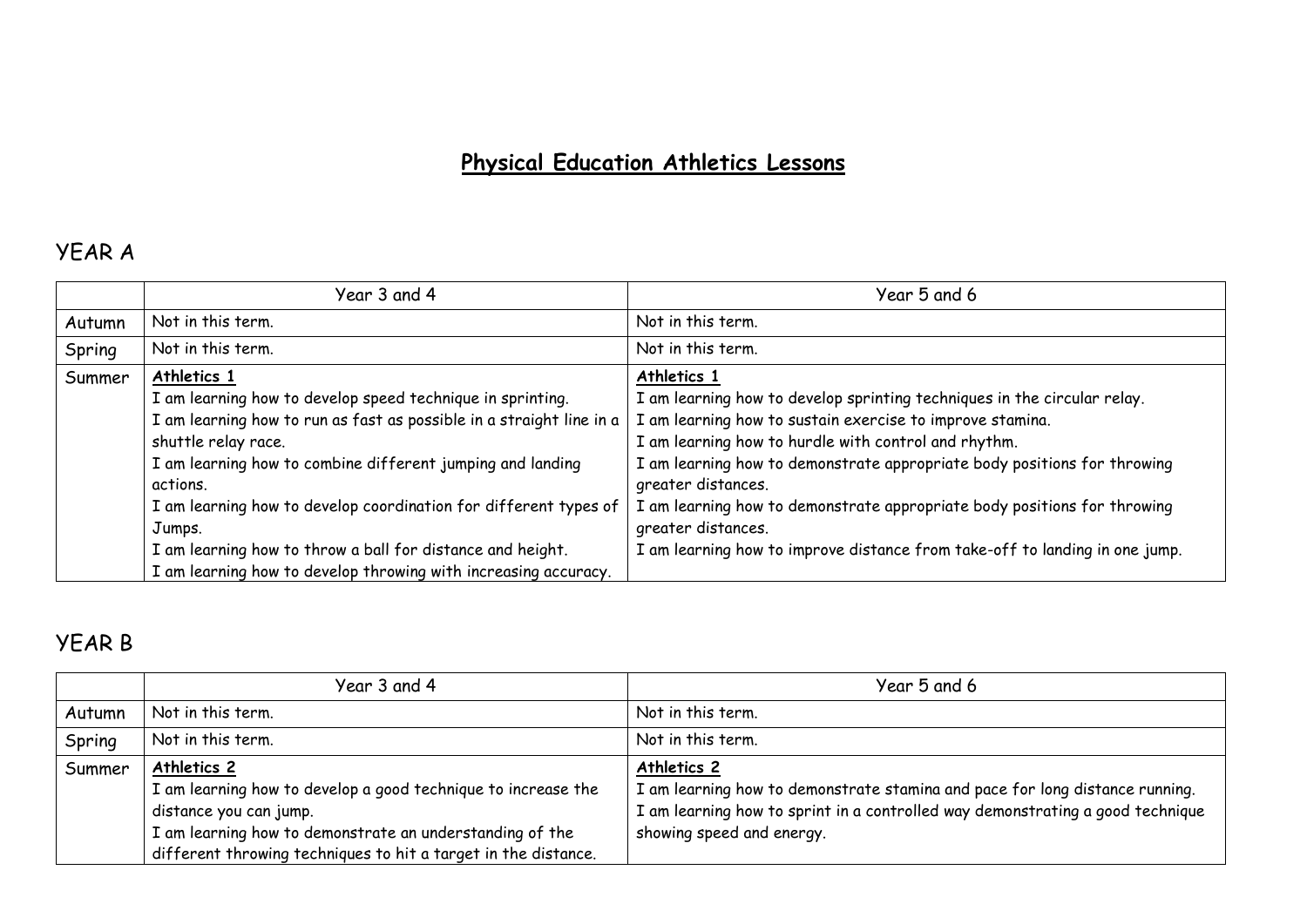# Physical Education Athletics Lessons

## YEAR A

| | Year 3 and 4 | Year 5 and 6 |
|---|---|---|
| Autumn | Not in this term. | Not in this term. |
| Spring | Not in this term. | Not in this term. |
| Summer | **Athletics 1**<br>I am learning how to develop speed technique in sprinting.<br>I am learning how to run as fast as possible in a straight line in a shuttle relay race.<br>I am learning how to combine different jumping and landing actions.<br>I am learning how to develop coordination for different types of Jumps.<br>I am learning how to throw a ball for distance and height.<br>I am learning how to develop throwing with increasing accuracy. | **Athletics 1**<br>I am learning how to develop sprinting techniques in the circular relay.<br>I am learning how to sustain exercise to improve stamina.<br>I am learning how to hurdle with control and rhythm.<br>I am learning how to demonstrate appropriate body positions for throwing greater distances.<br>I am learning how to demonstrate appropriate body positions for throwing greater distances.<br>I am learning how to improve distance from take-off to landing in one jump. |

## YEAR B

| | Year 3 and 4 | Year 5 and 6 |
|---|---|---|
| Autumn | Not in this term. | Not in this term. |
| Spring | Not in this term. | Not in this term. |
| Summer | **Athletics 2**<br>I am learning how to develop a good technique to increase the distance you can jump.<br>I am learning how to demonstrate an understanding of the different throwing techniques to hit a target in the distance. | **Athletics 2**<br>I am learning how to demonstrate stamina and pace for long distance running.<br>I am learning how to sprint in a controlled way demonstrating a good technique showing speed and energy. |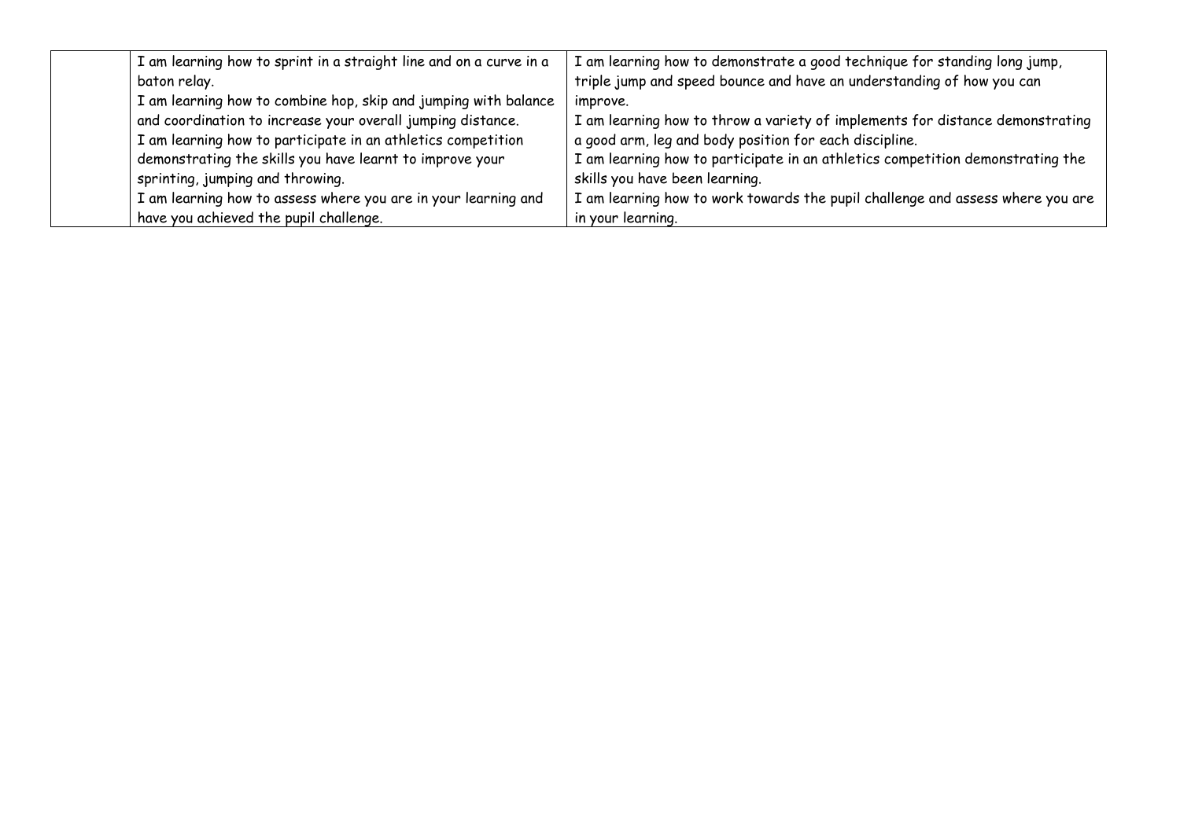| | | |
|---|---|---|
| | I am learning how to sprint in a straight line and on a curve in a baton relay.<br>I am learning how to combine hop, skip and jumping with balance and coordination to increase your overall jumping distance.<br>I am learning how to participate in an athletics competition demonstrating the skills you have learnt to improve your sprinting, jumping and throwing.<br>I am learning how to assess where you are in your learning and have you achieved the pupil challenge. | I am learning how to demonstrate a good technique for standing long jump, triple jump and speed bounce and have an understanding of how you can improve.<br>I am learning how to throw a variety of implements for distance demonstrating a good arm, leg and body position for each discipline.<br>I am learning how to participate in an athletics competition demonstrating the skills you have been learning.<br>I am learning how to work towards the pupil challenge and assess where you are in your learning. |